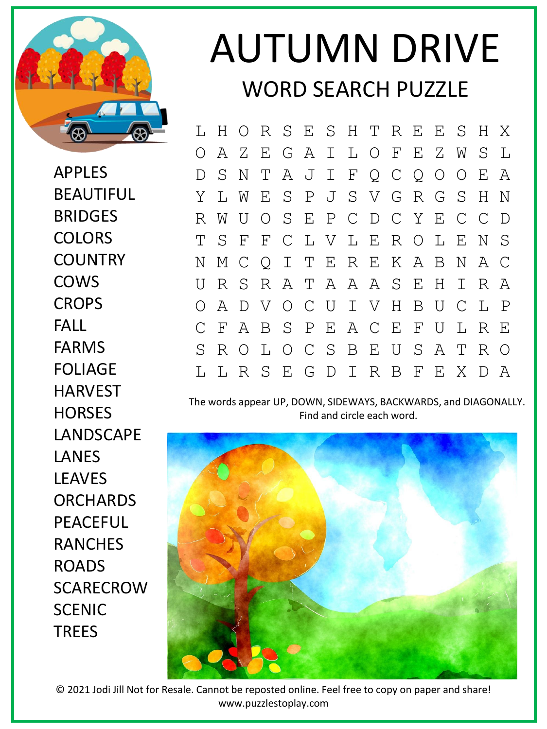# AUTUMN DRIVE

## WORD SEARCH PUZZLE

APPLES
BEAUTIFUL
BRIDGES
COLORS
COUNTRY
COWS
CROPS
FALL
FARMS
FOLIAGE
HARVEST
HORSES
LANDSCAPE
LANES
LEAVES
ORCHARDS
PEACEFUL
RANCHES
ROADS
SCARECROW
SCENIC
TREES

```
L H O R S E S H T R E E S H X
O A Z E G A I L O F E Z W S L
D S N T A J I F Q C Q O O E A
Y L W E S P J S V G R G S H N
R W U O S E P C D C Y E C C D
T S F F C L V L E R O L E N S
N M C Q I T E R E K A B N A C
U R S R A T A A A S E H I R A
O A D V O C U I V H B U C L P
C F A B S P E A C E F U L R E
S R O L O C S B E U S A T R O
L L R S E G D I R B F E X D A
```

The words appear UP, DOWN, SIDEWAYS, BACKWARDS, and DIAGONALLY.
Find and circle each word.

© 2021 Jodi Jill Not for Resale. Cannot be reposted online. Feel free to copy on paper and share!
www.puzzlestoplay.com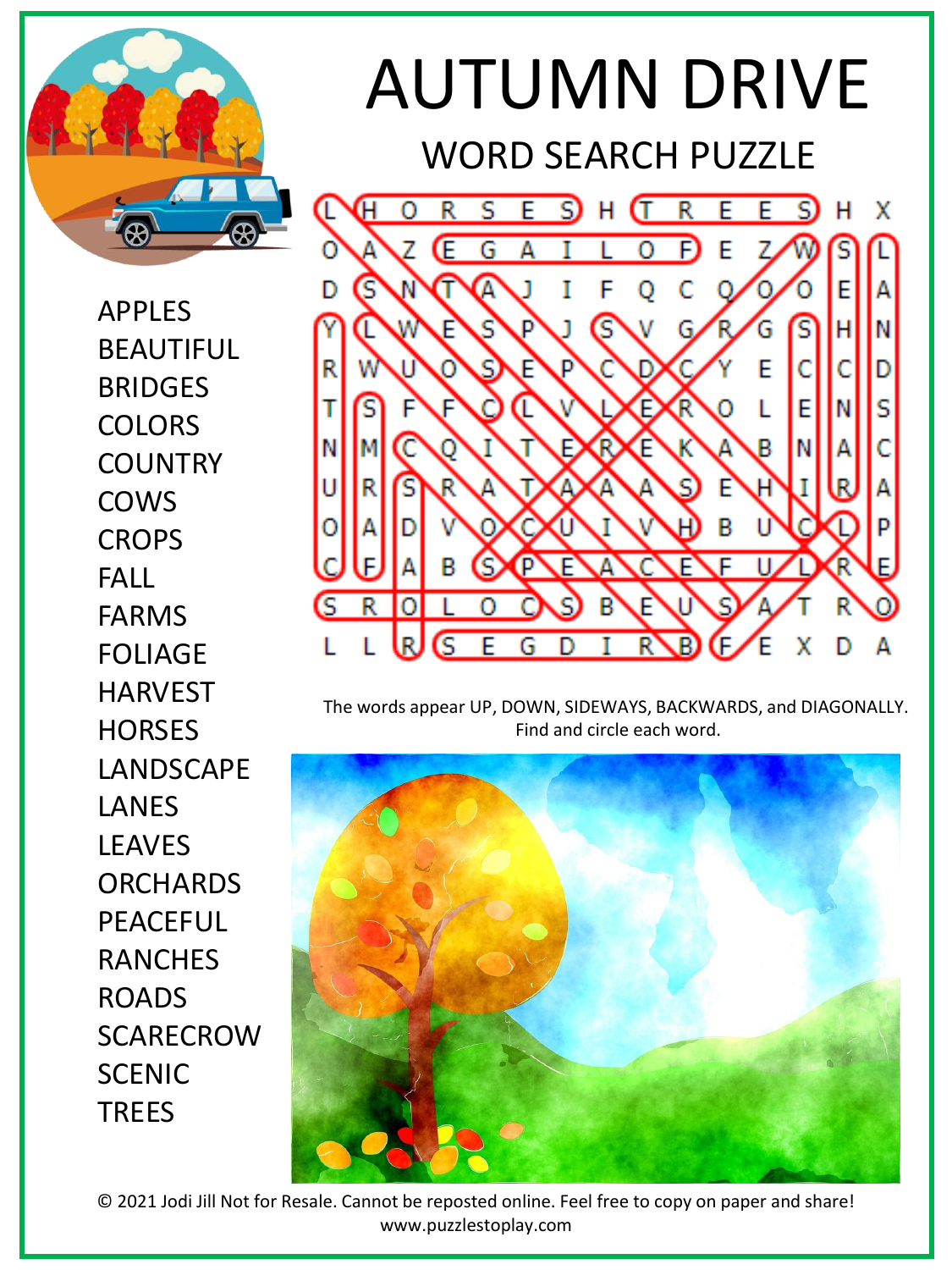# AUTUMN DRIVE

## WORD SEARCH PUZZLE

| | | | | | | | | | | | | | | |
|---|---|---|---|---|---|---|---|---|---|---|---|---|---|---|
| L | H | O | R | S | E | S | H | T | R | E | E | S | H | X |
| O | A | Z | E | G | A | I | L | O | F | E | Z | W | S | L |
| D | S | N | T | A | J | I | F | Q | C | Q | O | O | E | A |
| Y | L | W | E | S | P | J | S | V | G | R | G | S | H | N |
| R | W | U | O | S | E | P | C | D | C | Y | E | C | C | D |
| T | S | F | F | C | L | V | L | E | R | O | L | E | N | S |
| N | M | C | Q | I | T | E | R | E | K | A | B | N | A | C |
| U | R | S | R | A | T | A | A | A | S | E | H | I | R | A |
| O | A | D | V | O | C | U | I | V | H | B | U | C | L | P |
| C | F | A | B | S | P | E | A | C | E | F | U | L | R | E |
| S | R | O | L | O | C | S | B | E | U | S | A | T | R | O |
| L | L | R | S | E | G | D | I | R | B | F | E | X | D | A |

APPLES
BEAUTIFUL
BRIDGES
COLORS
COUNTRY
COWS
CROPS
FALL
FARMS
FOLIAGE
HARVEST
HORSES
LANDSCAPE
LANES
LEAVES
ORCHARDS
PEACEFUL
RANCHES
ROADS
SCARECROW
SCENIC
TREES

The words appear UP, DOWN, SIDEWAYS, BACKWARDS, and DIAGONALLY. Find and circle each word.

© 2021 Jodi Jill Not for Resale. Cannot be reposted online. Feel free to copy on paper and share!
www.puzzlestoplay.com